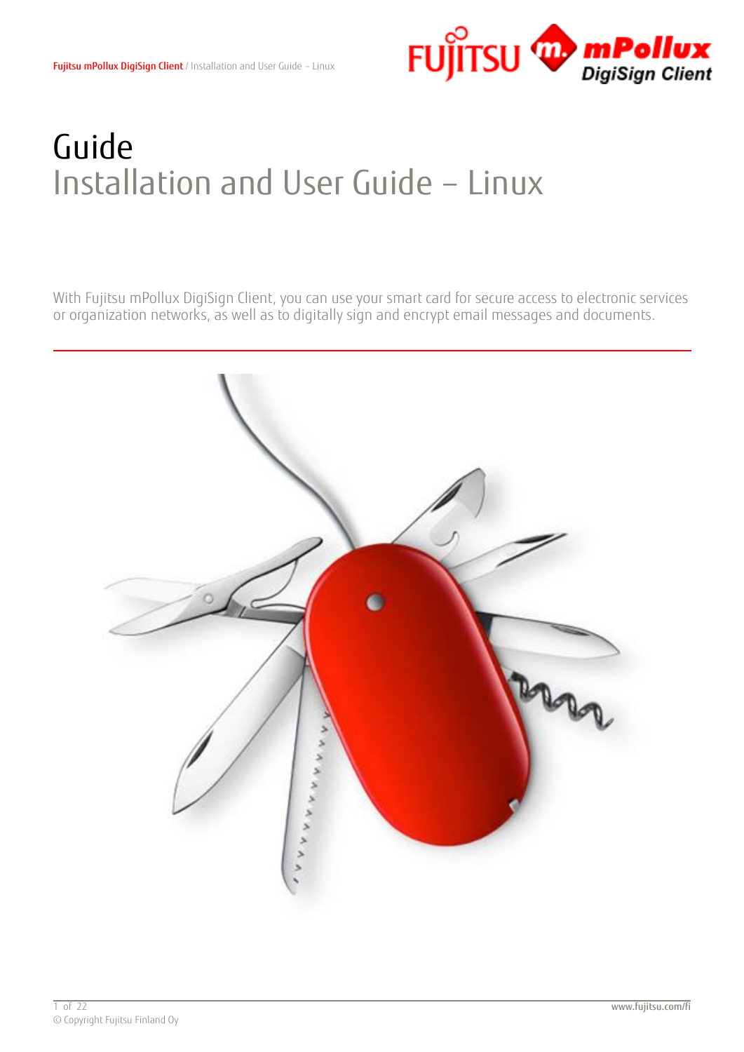# Guide

## Installation and User Guide – Linux

With Fujitsu mPollux DigiSign Client, you can use your smart card for secure access to electronic services or organization networks, as well as to digitally sign and encrypt email messages and documents.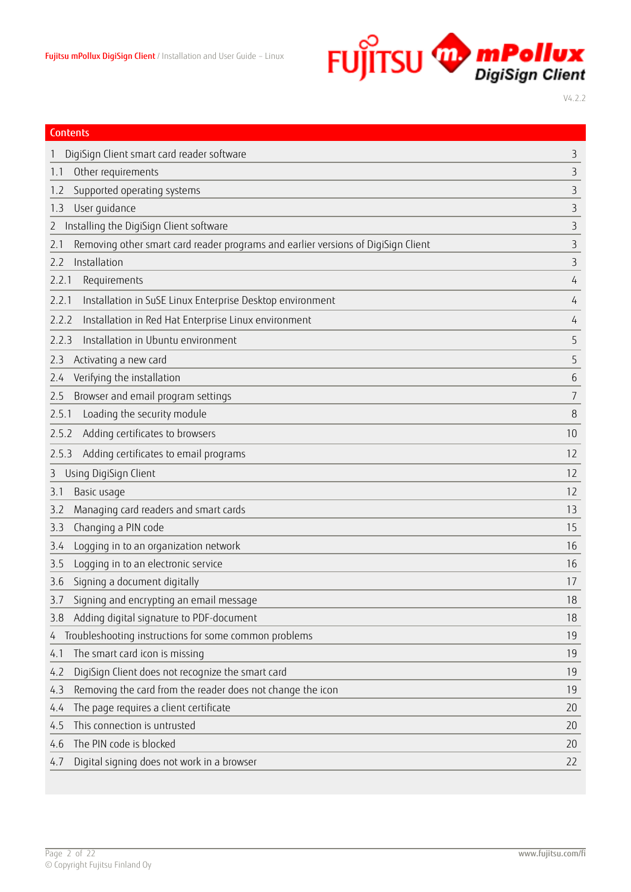# Contents

| | |
|---|---|
| 1 DigiSign Client smart card reader software | 3 |
| 1.1 Other requirements | 3 |
| 1.2 Supported operating systems | 3 |
| 1.3 User guidance | 3 |
| 2 Installing the DigiSign Client software | 3 |
| 2.1 Removing other smart card reader programs and earlier versions of DigiSign Client | 3 |
| 2.2 Installation | 3 |
| 2.2.1 Requirements | 4 |
| 2.2.1 Installation in SuSE Linux Enterprise Desktop environment | 4 |
| 2.2.2 Installation in Red Hat Enterprise Linux environment | 4 |
| 2.2.3 Installation in Ubuntu environment | 5 |
| 2.3 Activating a new card | 5 |
| 2.4 Verifying the installation | 6 |
| 2.5 Browser and email program settings | 7 |
| 2.5.1 Loading the security module | 8 |
| 2.5.2 Adding certificates to browsers | 10 |
| 2.5.3 Adding certificates to email programs | 12 |
| 3 Using DigiSign Client | 12 |
| 3.1 Basic usage | 12 |
| 3.2 Managing card readers and smart cards | 13 |
| 3.3 Changing a PIN code | 15 |
| 3.4 Logging in to an organization network | 16 |
| 3.5 Logging in to an electronic service | 16 |
| 3.6 Signing a document digitally | 17 |
| 3.7 Signing and encrypting an email message | 18 |
| 3.8 Adding digital signature to PDF-document | 18 |
| 4 Troubleshooting instructions for some common problems | 19 |
| 4.1 The smart card icon is missing | 19 |
| 4.2 DigiSign Client does not recognize the smart card | 19 |
| 4.3 Removing the card from the reader does not change the icon | 19 |
| 4.4 The page requires a client certificate | 20 |
| 4.5 This connection is untrusted | 20 |
| 4.6 The PIN code is blocked | 20 |
| 4.7 Digital signing does not work in a browser | 22 |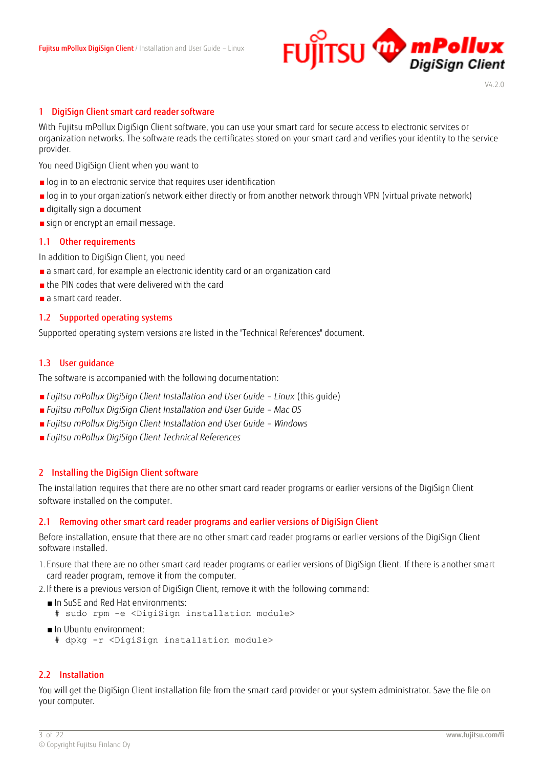## 1 DigiSign Client smart card reader software

With Fujitsu mPollux DigiSign Client software, you can use your smart card for secure access to electronic services or organization networks. The software reads the certificates stored on your smart card and verifies your identity to the service provider.

You need DigiSign Client when you want to

- log in to an electronic service that requires user identification
- log in to your organization's network either directly or from another network through VPN (virtual private network)
- digitally sign a document
- sign or encrypt an email message.

### 1.1 Other requirements

In addition to DigiSign Client, you need

- a smart card, for example an electronic identity card or an organization card
- the PIN codes that were delivered with the card
- a smart card reader.

### 1.2 Supported operating systems

Supported operating system versions are listed in the "Technical References" document.

### 1.3 User guidance

The software is accompanied with the following documentation:

- *Fujitsu mPollux DigiSign Client Installation and User Guide – Linux* (this guide)
- *Fujitsu mPollux DigiSign Client Installation and User Guide – Mac OS*
- *Fujitsu mPollux DigiSign Client Installation and User Guide – Windows*
- *Fujitsu mPollux DigiSign Client Technical References*

## 2 Installing the DigiSign Client software

The installation requires that there are no other smart card reader programs or earlier versions of the DigiSign Client software installed on the computer.

### 2.1 Removing other smart card reader programs and earlier versions of DigiSign Client

Before installation, ensure that there are no other smart card reader programs or earlier versions of the DigiSign Client software installed.

1. Ensure that there are no other smart card reader programs or earlier versions of DigiSign Client. If there is another smart card reader program, remove it from the computer.
2. If there is a previous version of DigiSign Client, remove it with the following command:
   - In SuSE and Red Hat environments:
     ```
     # sudo rpm -e <DigiSign installation module>
     ```
   - In Ubuntu environment:
     ```
     # dpkg -r <DigiSign installation module>
     ```

### 2.2 Installation

You will get the DigiSign Client installation file from the smart card provider or your system administrator. Save the file on your computer.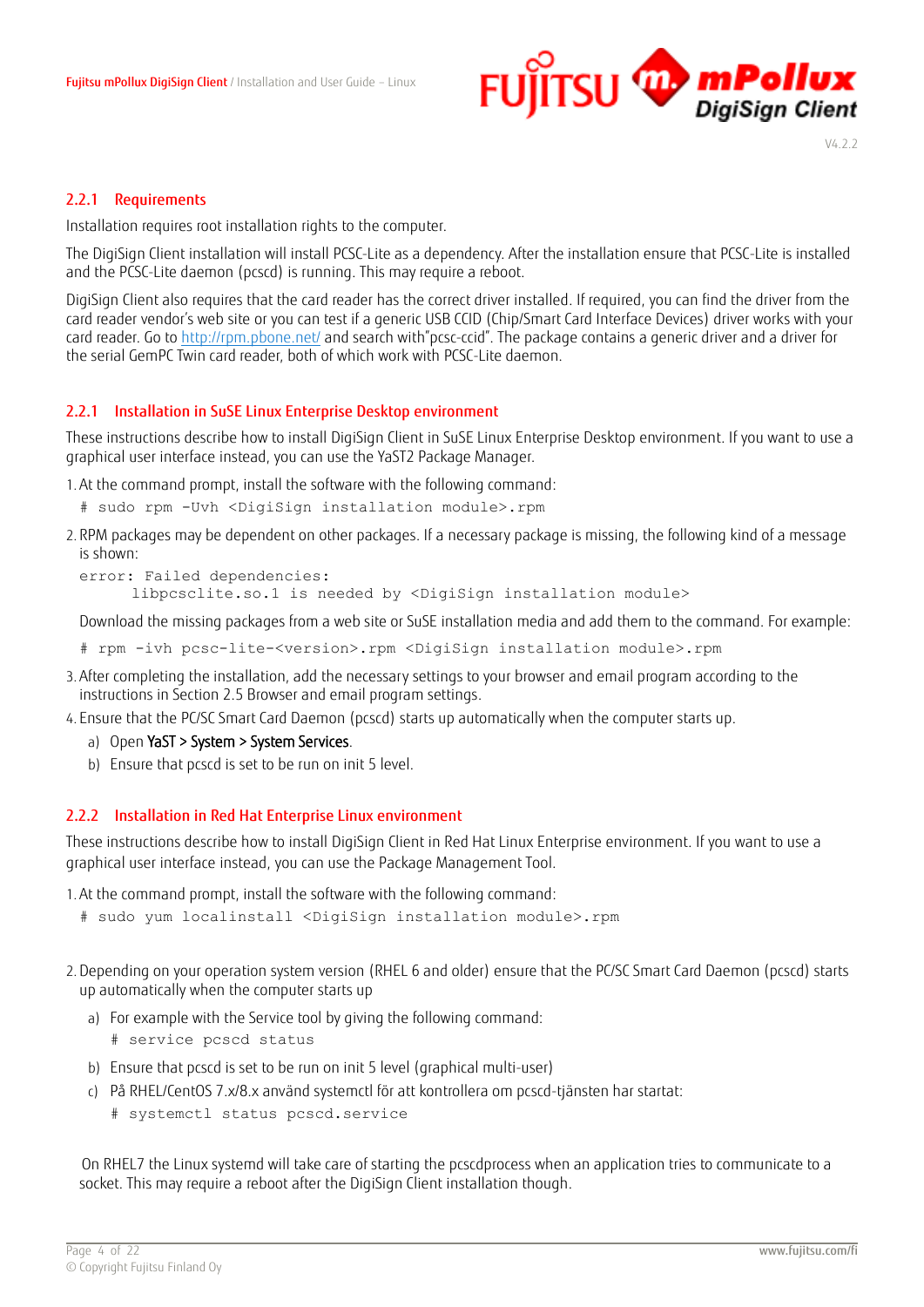### 2.2.1 Requirements

Installation requires root installation rights to the computer.

The DigiSign Client installation will install PCSC-Lite as a dependency. After the installation ensure that PCSC-Lite is installed and the PCSC-Lite daemon (pcscd) is running. This may require a reboot.

DigiSign Client also requires that the card reader has the correct driver installed. If required, you can find the driver from the card reader vendor's web site or you can test if a generic USB CCID (Chip/Smart Card Interface Devices) driver works with your card reader. Go to http://rpm.pbone.net/ and search with"pcsc-ccid". The package contains a generic driver and a driver for the serial GemPC Twin card reader, both of which work with PCSC-Lite daemon.

### 2.2.1 Installation in SuSE Linux Enterprise Desktop environment

These instructions describe how to install DigiSign Client in SuSE Linux Enterprise Desktop environment. If you want to use a graphical user interface instead, you can use the YaST2 Package Manager.

1. At the command prompt, install the software with the following command:

```
# sudo rpm -Uvh <DigiSign installation module>.rpm
```

2. RPM packages may be dependent on other packages. If a necessary package is missing, the following kind of a message is shown:

```
error: Failed dependencies:
      libpcsclite.so.1 is needed by <DigiSign installation module>
```

   Download the missing packages from a web site or SuSE installation media and add them to the command. For example:

```
# rpm -ivh pcsc-lite-<version>.rpm <DigiSign installation module>.rpm
```

3. After completing the installation, add the necessary settings to your browser and email program according to the instructions in Section 2.5 Browser and email program settings.
4. Ensure that the PC/SC Smart Card Daemon (pcscd) starts up automatically when the computer starts up.
   a) Open YaST > System > System Services.
   b) Ensure that pcscd is set to be run on init 5 level.

### 2.2.2 Installation in Red Hat Enterprise Linux environment

These instructions describe how to install DigiSign Client in Red Hat Linux Enterprise environment. If you want to use a graphical user interface instead, you can use the Package Management Tool.

1. At the command prompt, install the software with the following command:

```
# sudo yum localinstall <DigiSign installation module>.rpm
```

2. Depending on your operation system version (RHEL 6 and older) ensure that the PC/SC Smart Card Daemon (pcscd) starts up automatically when the computer starts up
   a) For example with the Service tool by giving the following command:

```
# service pcscd status
```

   b) Ensure that pcscd is set to be run on init 5 level (graphical multi-user)
   c) På RHEL/CentOS 7.x/8.x använd systemctl för att kontrollera om pcscd-tjänsten har startat:

```
# systemctl status pcscd.service
```

On RHEL7 the Linux systemd will take care of starting the pcscdprocess when an application tries to communicate to a socket. This may require a reboot after the DigiSign Client installation though.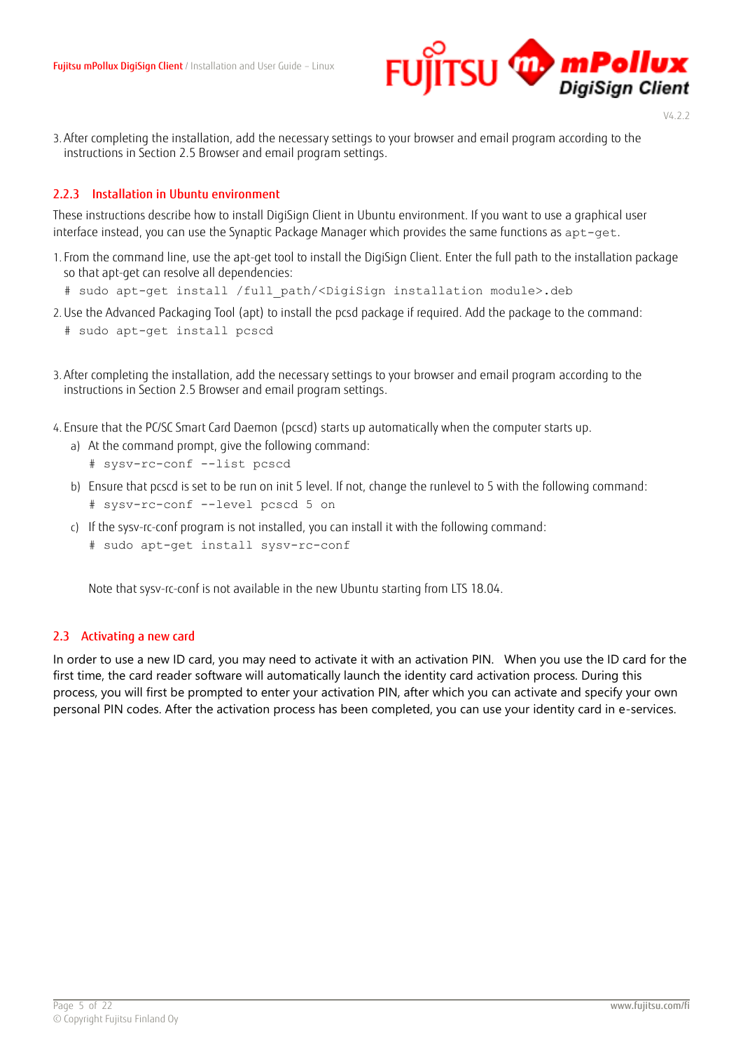3. After completing the installation, add the necessary settings to your browser and email program according to the instructions in Section 2.5 Browser and email program settings.

### 2.2.3 Installation in Ubuntu environment

These instructions describe how to install DigiSign Client in Ubuntu environment. If you want to use a graphical user interface instead, you can use the Synaptic Package Manager which provides the same functions as `apt-get`.

1. From the command line, use the apt-get tool to install the DigiSign Client. Enter the full path to the installation package so that apt-get can resolve all dependencies:

```
# sudo apt-get install /full_path/<DigiSign installation module>.deb
```

2. Use the Advanced Packaging Tool (apt) to install the pcsd package if required. Add the package to the command:

```
# sudo apt-get install pcscd
```

3. After completing the installation, add the necessary settings to your browser and email program according to the instructions in Section 2.5 Browser and email program settings.

4. Ensure that the PC/SC Smart Card Daemon (pcscd) starts up automatically when the computer starts up.

   a) At the command prompt, give the following command:

   ```
   # sysv-rc-conf --list pcscd
   ```

   b) Ensure that pcscd is set to be run on init 5 level. If not, change the runlevel to 5 with the following command:

   ```
   # sysv-rc-conf --level pcscd 5 on
   ```

   c) If the sysv-rc-conf program is not installed, you can install it with the following command:

   ```
   # sudo apt-get install sysv-rc-conf
   ```

   Note that sysv-rc-conf is not available in the new Ubuntu starting from LTS 18.04.

## 2.3 Activating a new card

In order to use a new ID card, you may need to activate it with an activation PIN. When you use the ID card for the first time, the card reader software will automatically launch the identity card activation process. During this process, you will first be prompted to enter your activation PIN, after which you can activate and specify your own personal PIN codes. After the activation process has been completed, you can use your identity card in e-services.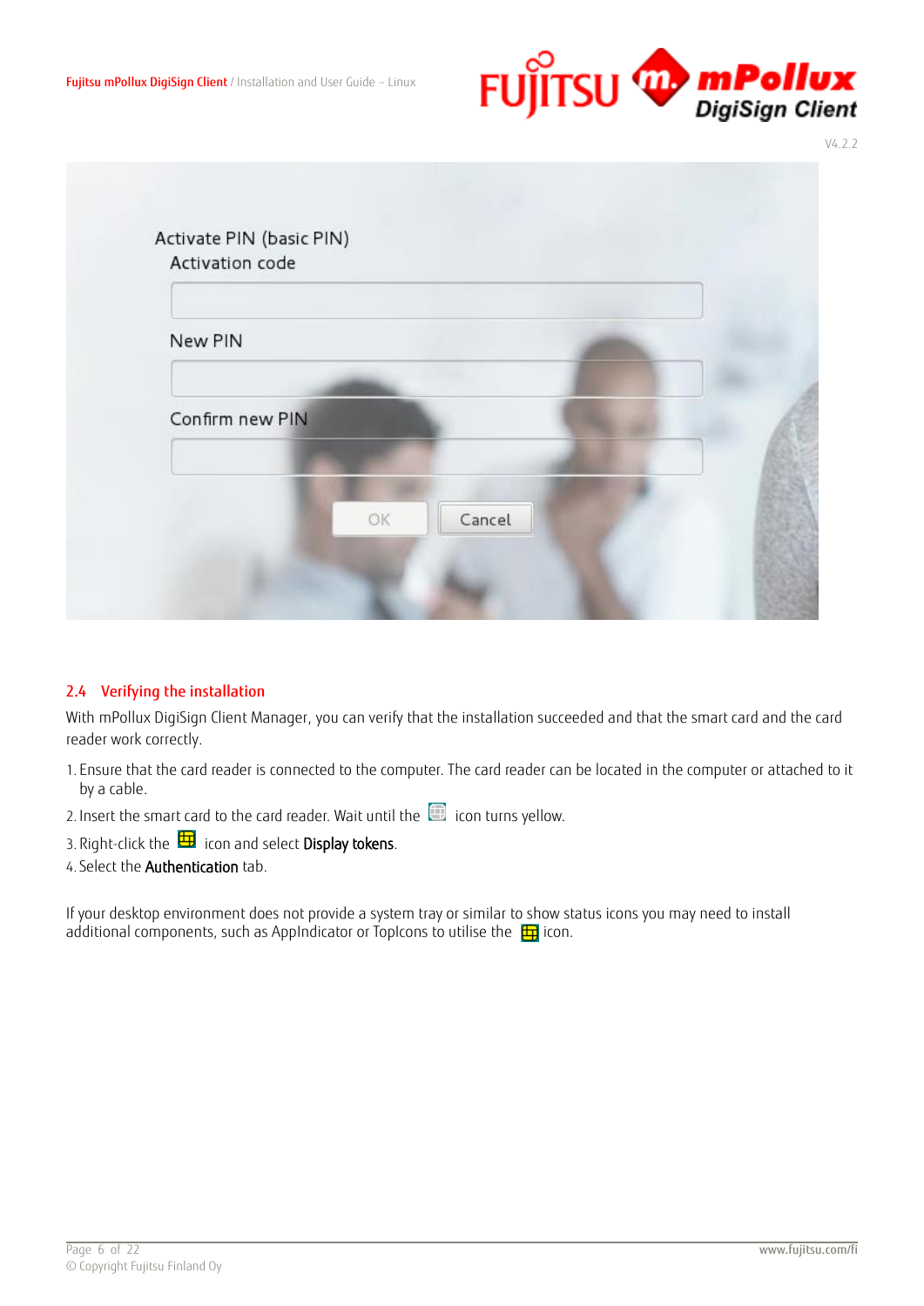Activate PIN (basic PIN)

Activation code

New PIN

Confirm new PIN

OK Cancel

## 2.4 Verifying the installation

With mPollux DigiSign Client Manager, you can verify that the installation succeeded and that the smart card and the card reader work correctly.

1. Ensure that the card reader is connected to the computer. The card reader can be located in the computer or attached to it by a cable.
2. Insert the smart card to the card reader. Wait until the icon turns yellow.
3. Right-click the icon and select **Display tokens**.
4. Select the **Authentication** tab.

If your desktop environment does not provide a system tray or similar to show status icons you may need to install additional components, such as AppIndicator or TopIcons to utilise the icon.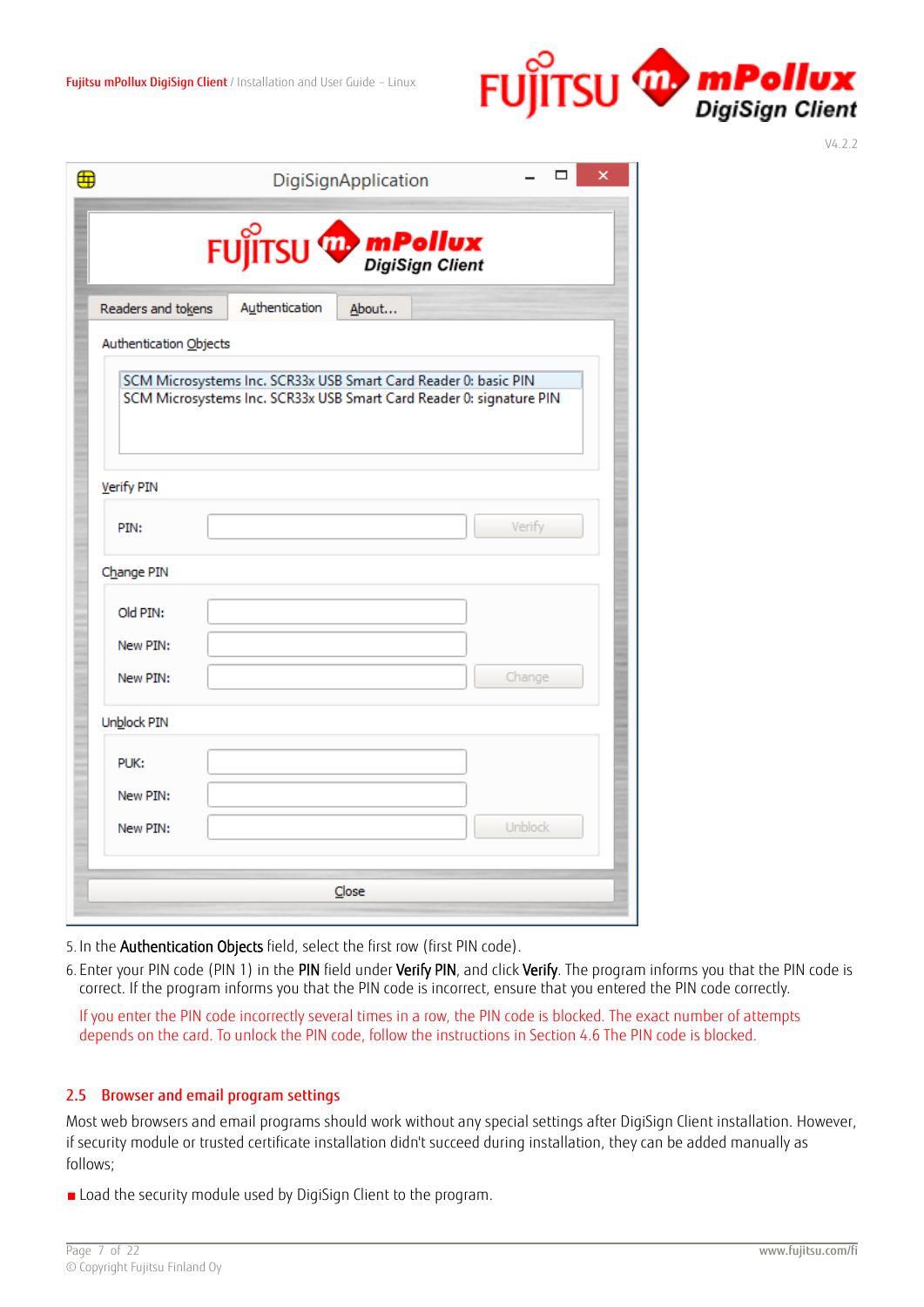5. In the **Authentication Objects** field, select the first row (first PIN code).
6. Enter your PIN code (PIN 1) in the **PIN** field under **Verify PIN**, and click **Verify**. The program informs you that the PIN code is correct. If the program informs you that the PIN code is incorrect, ensure that you entered the PIN code correctly.

   If you enter the PIN code incorrectly several times in a row, the PIN code is blocked. The exact number of attempts depends on the card. To unlock the PIN code, follow the instructions in Section 4.6 The PIN code is blocked.

## 2.5 Browser and email program settings

Most web browsers and email programs should work without any special settings after DigiSign Client installation. However, if security module or trusted certificate installation didn't succeed during installation, they can be added manually as follows;

- Load the security module used by DigiSign Client to the program.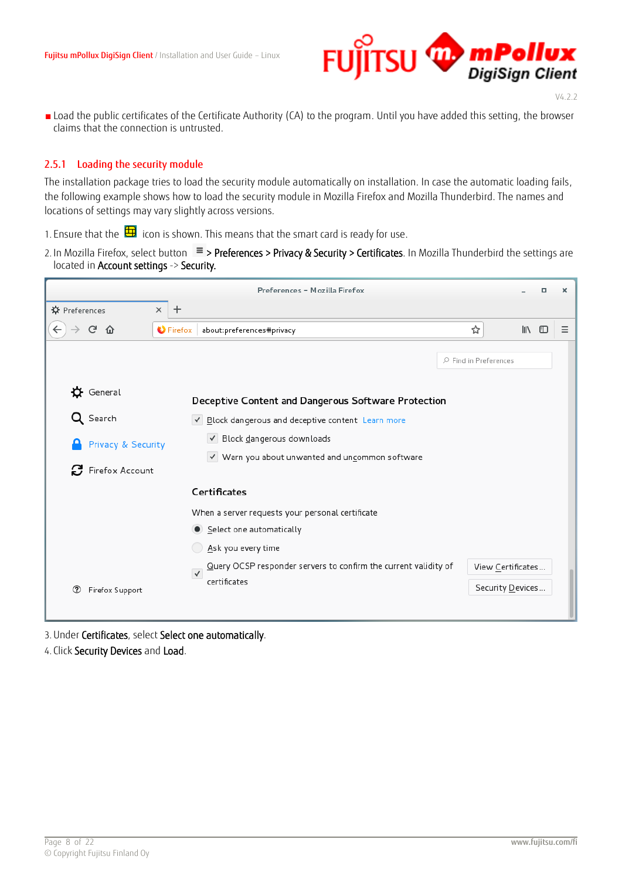- Load the public certificates of the Certificate Authority (CA) to the program. Until you have added this setting, the browser claims that the connection is untrusted.

### 2.5.1 Loading the security module

The installation package tries to load the security module automatically on installation. In case the automatic loading fails, the following example shows how to load the security module in Mozilla Firefox and Mozilla Thunderbird. The names and locations of settings may vary slightly across versions.

1. Ensure that the icon is shown. This means that the smart card is ready for use.
2. In Mozilla Firefox, select button ≡ > **Preferences** > **Privacy & Security** > **Certificates**. In Mozilla Thunderbird the settings are located in **Account settings** -> **Security.**
3. Under **Certificates**, select **Select one automatically**.
4. Click **Security Devices** and **Load**.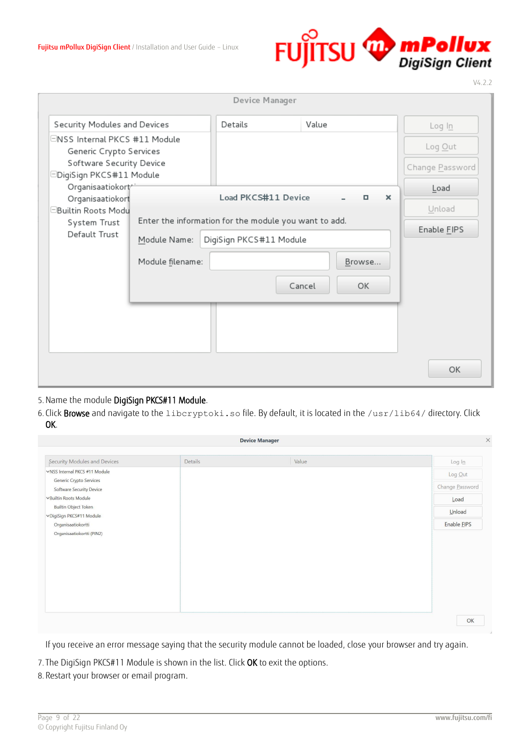5. Name the module **DigiSign PKCS#11 Module**.
6. Click **Browse** and navigate to the `libcryptoki.so` file. By default, it is located in the `/usr/lib64/` directory. Click **OK**.

If you receive an error message saying that the security module cannot be loaded, close your browser and try again.

7. The DigiSign PKCS#11 Module is shown in the list. Click **OK** to exit the options.
8. Restart your browser or email program.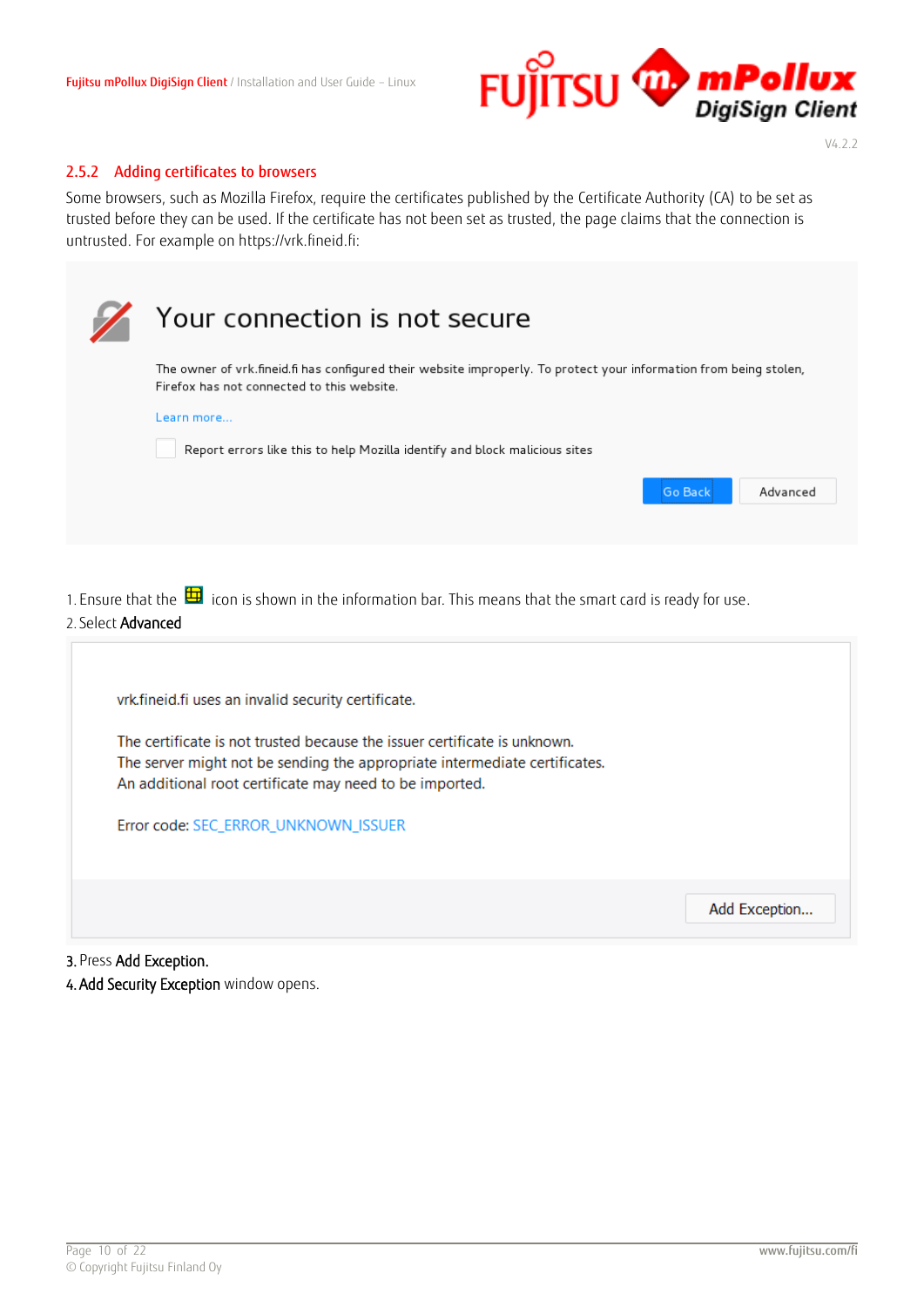### 2.5.2 Adding certificates to browsers

Some browsers, such as Mozilla Firefox, require the certificates published by the Certificate Authority (CA) to be set as trusted before they can be used. If the certificate has not been set as trusted, the page claims that the connection is untrusted. For example on https://vrk.fineid.fi:

Your connection is not secure

The owner of vrk.fineid.fi has configured their website improperly. To protect your information from being stolen, Firefox has not connected to this website.

Learn more...

Report errors like this to help Mozilla identify and block malicious sites

Go Back | Advanced

1. Ensure that the icon is shown in the information bar. This means that the smart card is ready for use.
2. Select **Advanced**

vrk.fineid.fi uses an invalid security certificate.

The certificate is not trusted because the issuer certificate is unknown.
The server might not be sending the appropriate intermediate certificates.
An additional root certificate may need to be imported.

Error code: SEC_ERROR_UNKNOWN_ISSUER

Add Exception...

3. Press **Add Exception.**
4. **Add Security Exception** window opens.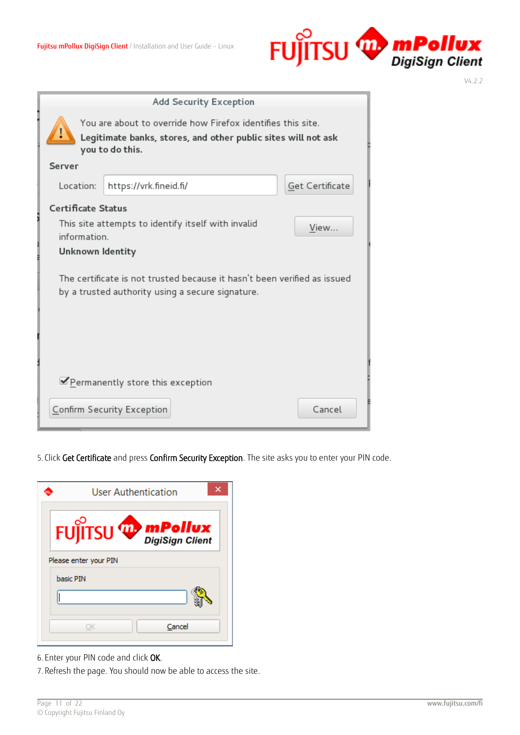Add Security Exception

You are about to override how Firefox identifies this site.
**Legitimate banks, stores, and other public sites will not ask you to do this.**

**Server**

Location: https://vrk.fineid.fi/ Get Certificate

**Certificate Status**

This site attempts to identify itself with invalid information. View...

**Unknown Identity**

The certificate is not trusted because it hasn't been verified as issued by a trusted authority using a secure signature.

Permanently store this exception

Confirm Security Exception Cancel

5. Click **Get Certificate** and press **Confirm Security Exception**. The site asks you to enter your PIN code.

User Authentication

FUJITSU mPollux DigiSign Client

Please enter your PIN

basic PIN

OK Cancel

6. Enter your PIN code and click **OK**.
7. Refresh the page. You should now be able to access the site.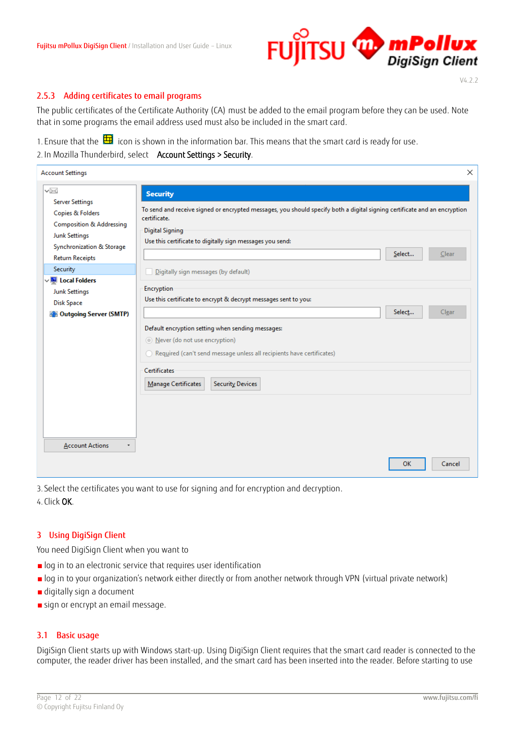### 2.5.3 Adding certificates to email programs

The public certificates of the Certificate Authority (CA) must be added to the email program before they can be used. Note that in some programs the email address used must also be included in the smart card.

1. Ensure that the icon is shown in the information bar. This means that the smart card is ready for use.
2. In Mozilla Thunderbird, select **Account Settings > Security**.

3. Select the certificates you want to use for signing and for encryption and decryption.
4. Click **OK**.

## 3 Using DigiSign Client

You need DigiSign Client when you want to

- log in to an electronic service that requires user identification
- log in to your organization's network either directly or from another network through VPN (virtual private network)
- digitally sign a document
- sign or encrypt an email message.

### 3.1 Basic usage

DigiSign Client starts up with Windows start-up. Using DigiSign Client requires that the smart card reader is connected to the computer, the reader driver has been installed, and the smart card has been inserted into the reader. Before starting to use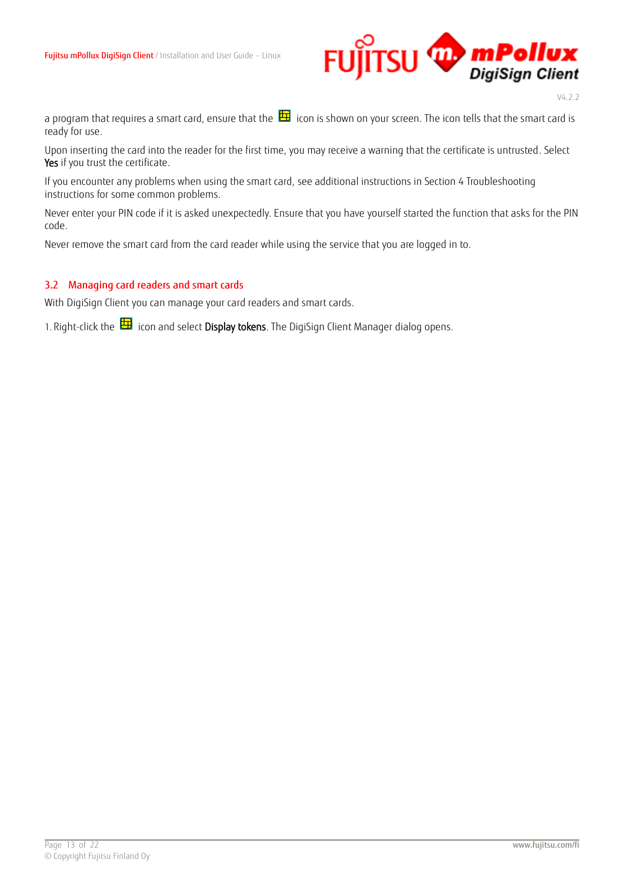a program that requires a smart card, ensure that the icon is shown on your screen. The icon tells that the smart card is ready for use.

Upon inserting the card into the reader for the first time, you may receive a warning that the certificate is untrusted. Select **Yes** if you trust the certificate.

If you encounter any problems when using the smart card, see additional instructions in Section 4 Troubleshooting instructions for some common problems.

Never enter your PIN code if it is asked unexpectedly. Ensure that you have yourself started the function that asks for the PIN code.

Never remove the smart card from the card reader while using the service that you are logged in to.

## 3.2 Managing card readers and smart cards

With DigiSign Client you can manage your card readers and smart cards.

1. Right-click the icon and select **Display tokens**. The DigiSign Client Manager dialog opens.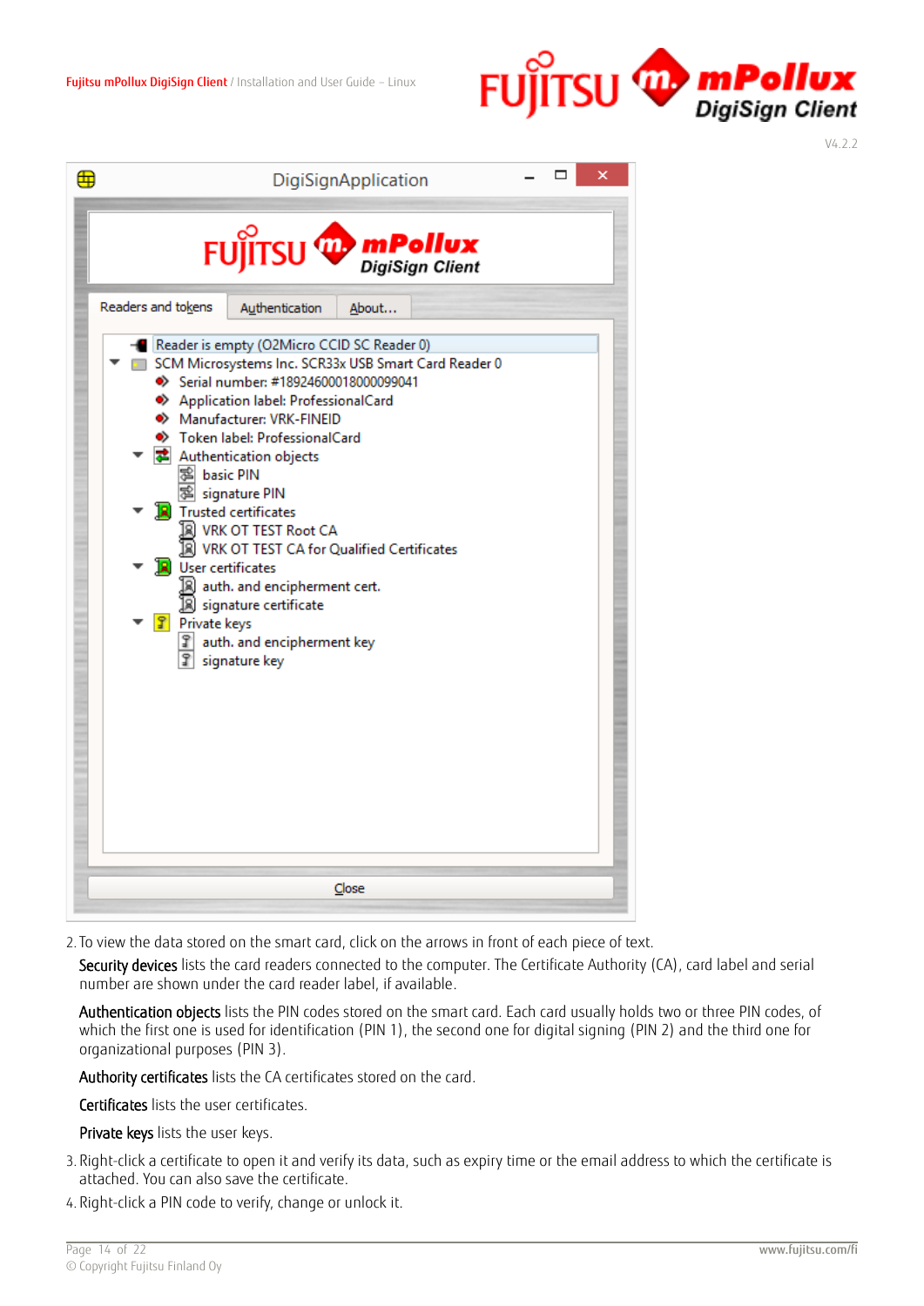2. To view the data stored on the smart card, click on the arrows in front of each piece of text.

   Security devices lists the card readers connected to the computer. The Certificate Authority (CA), card label and serial number are shown under the card reader label, if available.

   Authentication objects lists the PIN codes stored on the smart card. Each card usually holds two or three PIN codes, of which the first one is used for identification (PIN 1), the second one for digital signing (PIN 2) and the third one for organizational purposes (PIN 3).

   Authority certificates lists the CA certificates stored on the card.

   Certificates lists the user certificates.

   Private keys lists the user keys.

3. Right-click a certificate to open it and verify its data, such as expiry time or the email address to which the certificate is attached. You can also save the certificate.
4. Right-click a PIN code to verify, change or unlock it.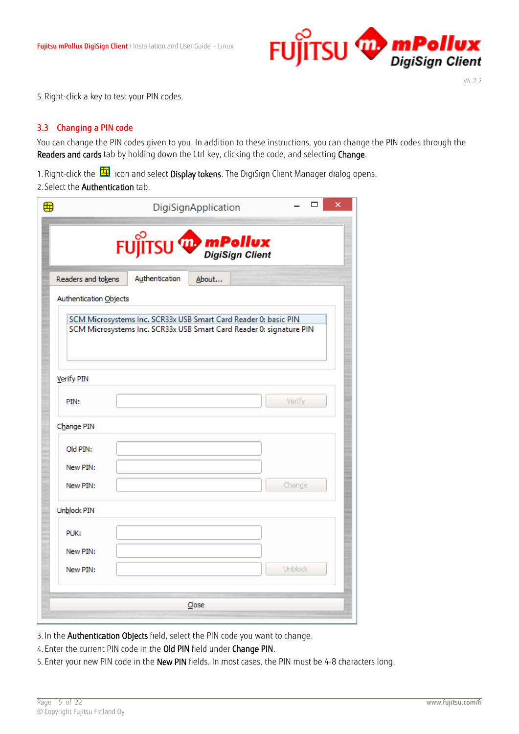5. Right-click a key to test your PIN codes.

## 3.3 Changing a PIN code

You can change the PIN codes given to you. In addition to these instructions, you can change the PIN codes through the **Readers and cards** tab by holding down the Ctrl key, clicking the code, and selecting **Change**.

1. Right-click the icon and select **Display tokens**. The DigiSign Client Manager dialog opens.
2. Select the **Authentication** tab.

3. In the **Authentication Objects** field, select the PIN code you want to change.
4. Enter the current PIN code in the **Old PIN** field under **Change PIN**.
5. Enter your new PIN code in the **New PIN** fields. In most cases, the PIN must be 4-8 characters long.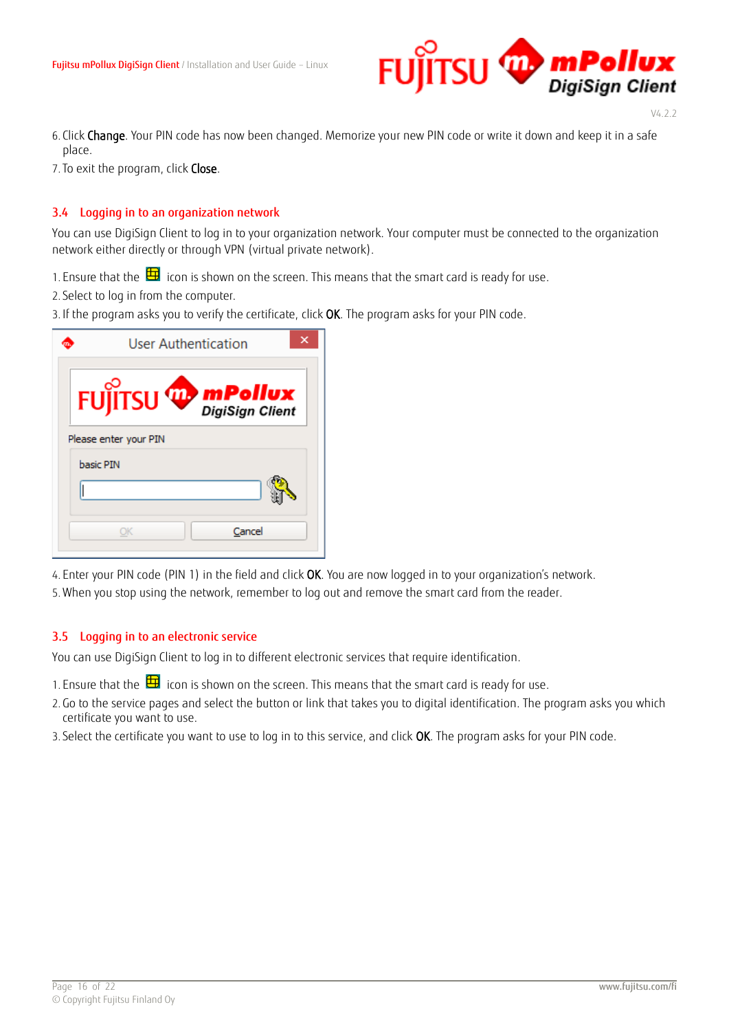6. Click **Change**. Your PIN code has now been changed. Memorize your new PIN code or write it down and keep it in a safe place.
7. To exit the program, click **Close**.

## 3.4 Logging in to an organization network

You can use DigiSign Client to log in to your organization network. Your computer must be connected to the organization network either directly or through VPN (virtual private network).

1. Ensure that the icon is shown on the screen. This means that the smart card is ready for use.
2. Select to log in from the computer.
3. If the program asks you to verify the certificate, click **OK**. The program asks for your PIN code.

4. Enter your PIN code (PIN 1) in the field and click **OK**. You are now logged in to your organization's network.
5. When you stop using the network, remember to log out and remove the smart card from the reader.

## 3.5 Logging in to an electronic service

You can use DigiSign Client to log in to different electronic services that require identification.

1. Ensure that the icon is shown on the screen. This means that the smart card is ready for use.
2. Go to the service pages and select the button or link that takes you to digital identification. The program asks you which certificate you want to use.
3. Select the certificate you want to use to log in to this service, and click **OK**. The program asks for your PIN code.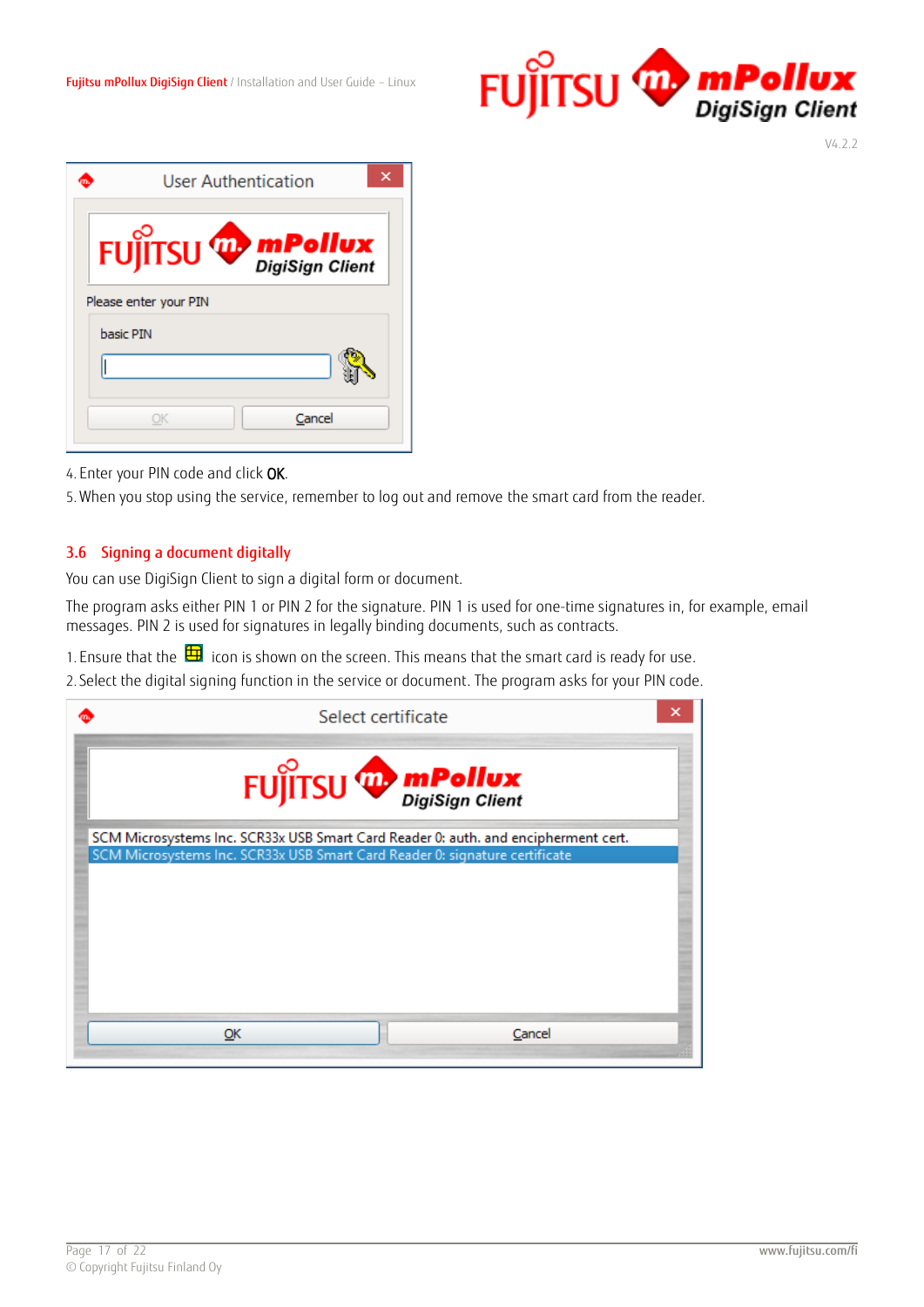4. Enter your PIN code and click **OK**.

5. When you stop using the service, remember to log out and remove the smart card from the reader.

## 3.6 Signing a document digitally

You can use DigiSign Client to sign a digital form or document.

The program asks either PIN 1 or PIN 2 for the signature. PIN 1 is used for one-time signatures in, for example, email messages. PIN 2 is used for signatures in legally binding documents, such as contracts.

1. Ensure that the icon is shown on the screen. This means that the smart card is ready for use.
2. Select the digital signing function in the service or document. The program asks for your PIN code.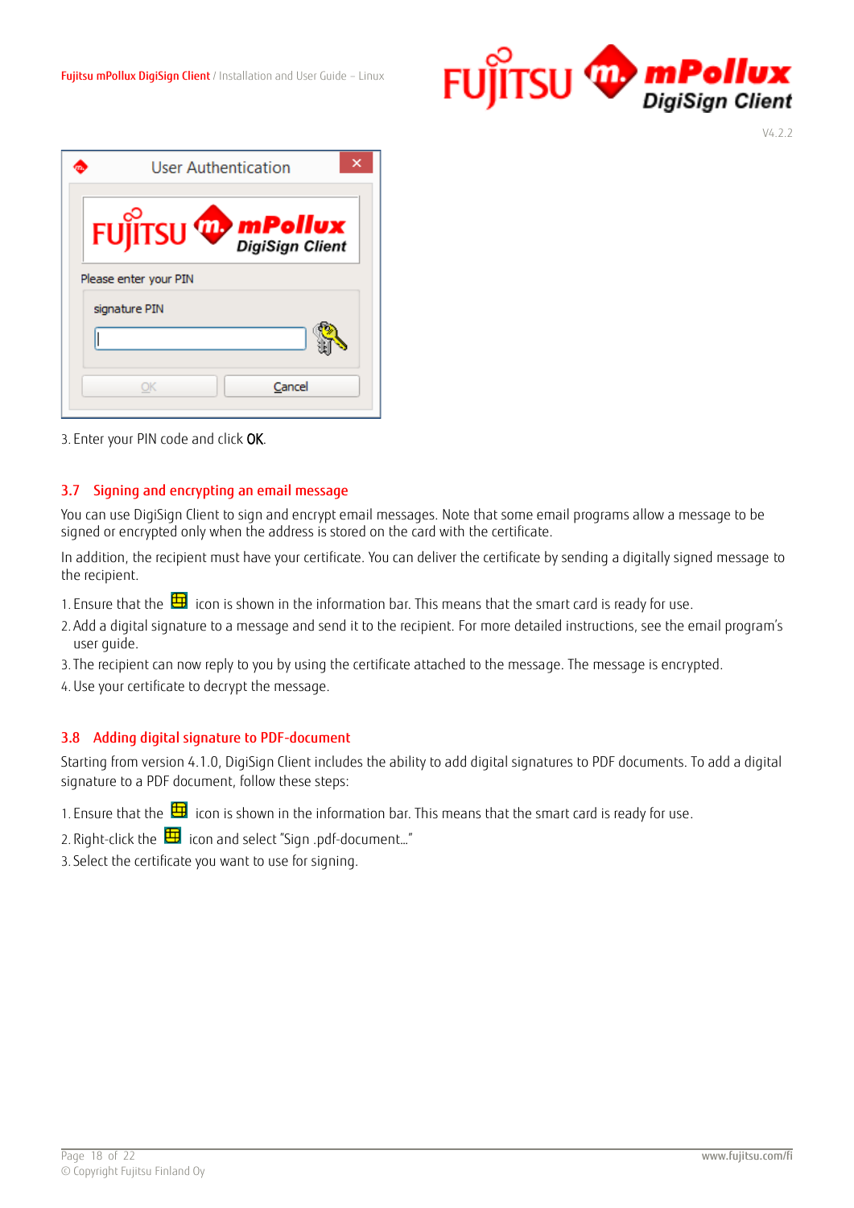3. Enter your PIN code and click **OK**.

## 3.7 Signing and encrypting an email message

You can use DigiSign Client to sign and encrypt email messages. Note that some email programs allow a message to be signed or encrypted only when the address is stored on the card with the certificate.

In addition, the recipient must have your certificate. You can deliver the certificate by sending a digitally signed message to the recipient.

1. Ensure that the icon is shown in the information bar. This means that the smart card is ready for use.
2. Add a digital signature to a message and send it to the recipient. For more detailed instructions, see the email program's user guide.
3. The recipient can now reply to you by using the certificate attached to the message. The message is encrypted.
4. Use your certificate to decrypt the message.

## 3.8 Adding digital signature to PDF-document

Starting from version 4.1.0, DigiSign Client includes the ability to add digital signatures to PDF documents. To add a digital signature to a PDF document, follow these steps:

1. Ensure that the icon is shown in the information bar. This means that the smart card is ready for use.
2. Right-click the icon and select "Sign .pdf-document..."
3. Select the certificate you want to use for signing.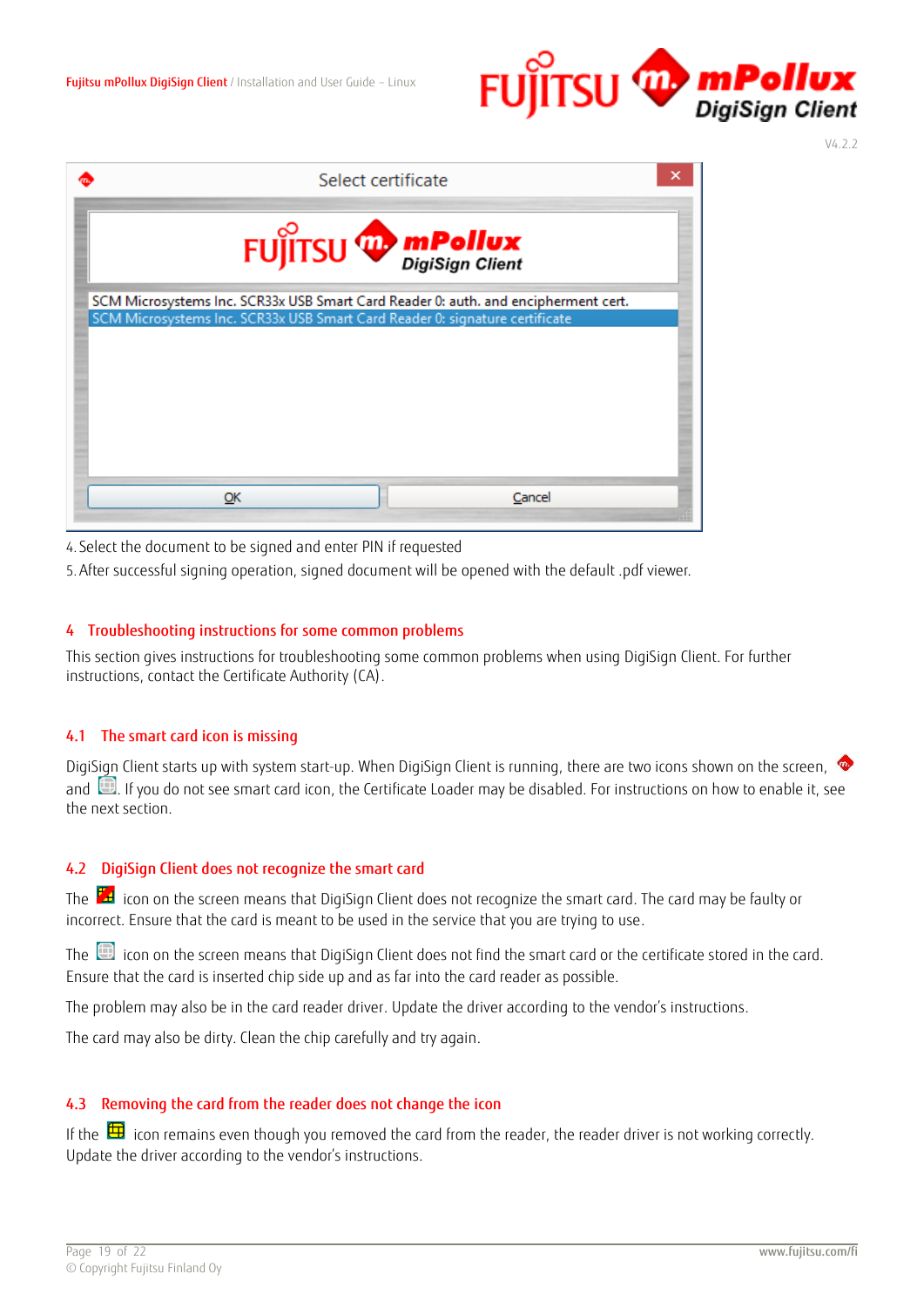4. Select the document to be signed and enter PIN if requested

5. After successful signing operation, signed document will be opened with the default .pdf viewer.

## 4 Troubleshooting instructions for some common problems

This section gives instructions for troubleshooting some common problems when using DigiSign Client. For further instructions, contact the Certificate Authority (CA).

### 4.1 The smart card icon is missing

DigiSign Client starts up with system start-up. When DigiSign Client is running, there are two icons shown on the screen, and . If you do not see smart card icon, the Certificate Loader may be disabled. For instructions on how to enable it, see the next section.

### 4.2 DigiSign Client does not recognize the smart card

The icon on the screen means that DigiSign Client does not recognize the smart card. The card may be faulty or incorrect. Ensure that the card is meant to be used in the service that you are trying to use.

The icon on the screen means that DigiSign Client does not find the smart card or the certificate stored in the card. Ensure that the card is inserted chip side up and as far into the card reader as possible.

The problem may also be in the card reader driver. Update the driver according to the vendor's instructions.

The card may also be dirty. Clean the chip carefully and try again.

### 4.3 Removing the card from the reader does not change the icon

If the icon remains even though you removed the card from the reader, the reader driver is not working correctly. Update the driver according to the vendor's instructions.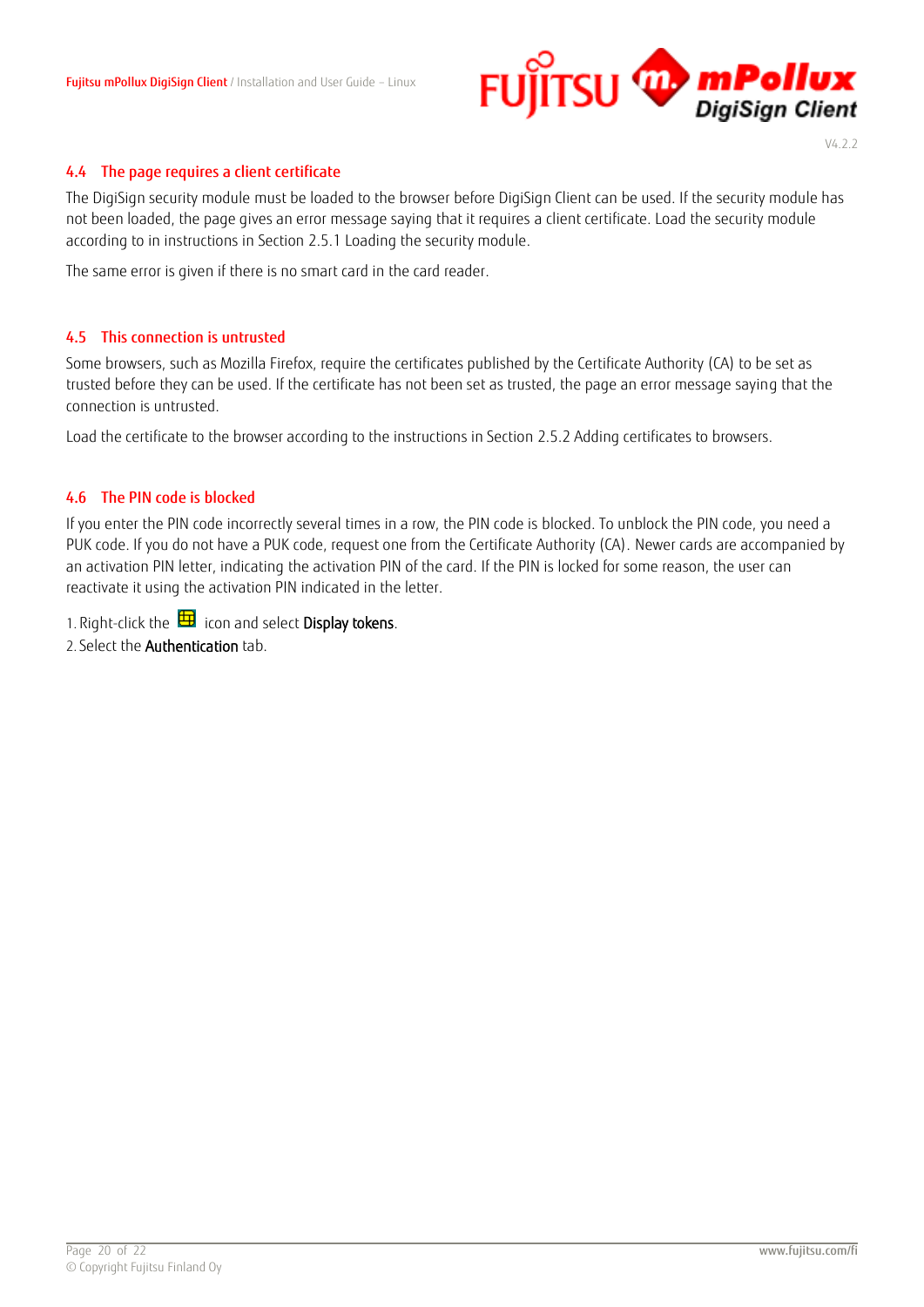## 4.4 The page requires a client certificate

The DigiSign security module must be loaded to the browser before DigiSign Client can be used. If the security module has not been loaded, the page gives an error message saying that it requires a client certificate. Load the security module according to in instructions in Section 2.5.1 Loading the security module.

The same error is given if there is no smart card in the card reader.

## 4.5 This connection is untrusted

Some browsers, such as Mozilla Firefox, require the certificates published by the Certificate Authority (CA) to be set as trusted before they can be used. If the certificate has not been set as trusted, the page an error message saying that the connection is untrusted.

Load the certificate to the browser according to the instructions in Section 2.5.2 Adding certificates to browsers.

## 4.6 The PIN code is blocked

If you enter the PIN code incorrectly several times in a row, the PIN code is blocked. To unblock the PIN code, you need a PUK code. If you do not have a PUK code, request one from the Certificate Authority (CA). Newer cards are accompanied by an activation PIN letter, indicating the activation PIN of the card. If the PIN is locked for some reason, the user can reactivate it using the activation PIN indicated in the letter.

1. Right-click the icon and select **Display tokens**.
2. Select the **Authentication** tab.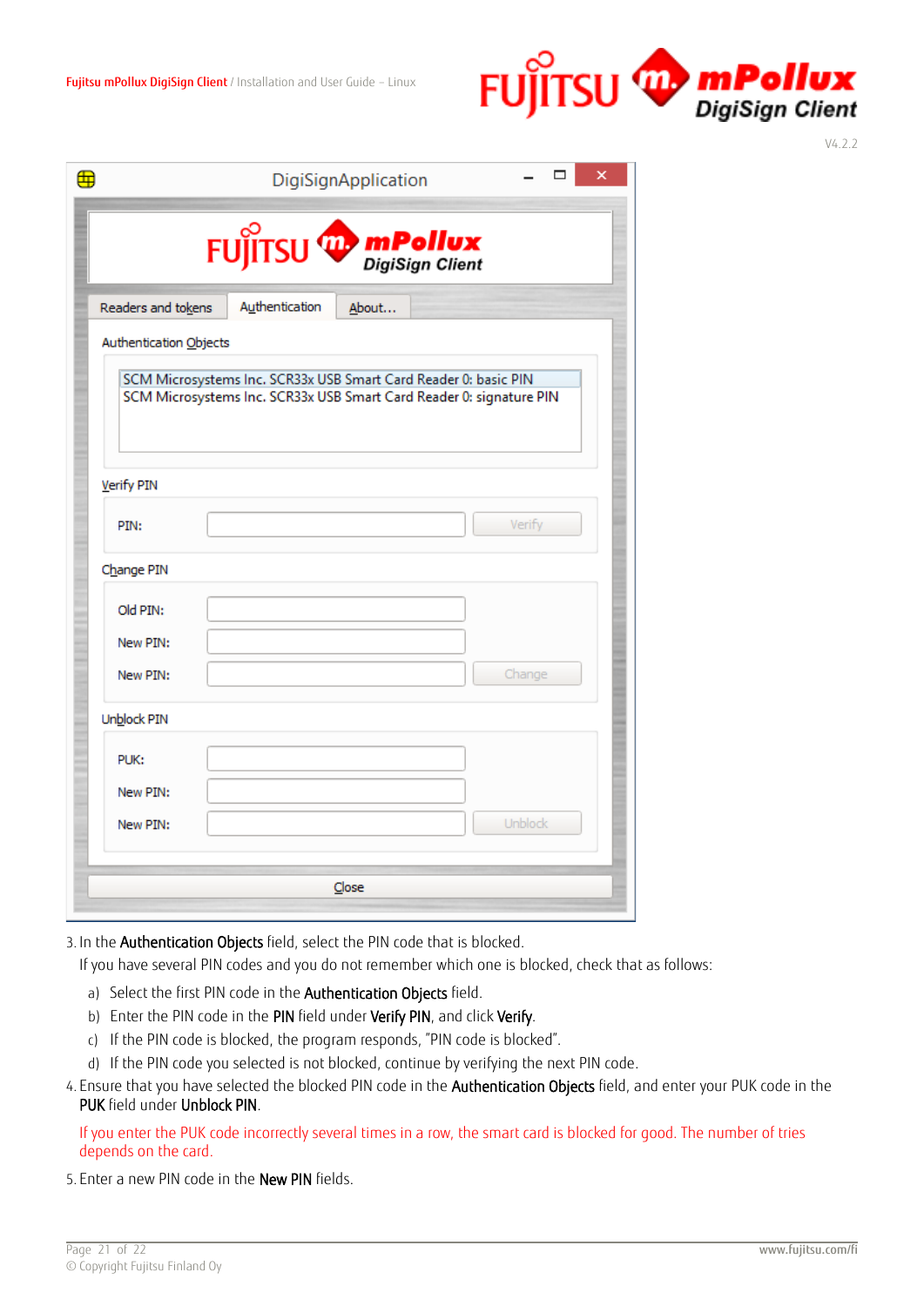3. In the **Authentication Objects** field, select the PIN code that is blocked.

   If you have several PIN codes and you do not remember which one is blocked, check that as follows:

   a) Select the first PIN code in the **Authentication Objects** field.
   b) Enter the PIN code in the **PIN** field under **Verify PIN**, and click **Verify**.
   c) If the PIN code is blocked, the program responds, "PIN code is blocked".
   d) If the PIN code you selected is not blocked, continue by verifying the next PIN code.

4. Ensure that you have selected the blocked PIN code in the **Authentication Objects** field, and enter your PUK code in the **PUK** field under **Unblock PIN**.

   If you enter the PUK code incorrectly several times in a row, the smart card is blocked for good. The number of tries depends on the card.

5. Enter a new PIN code in the **New PIN** fields.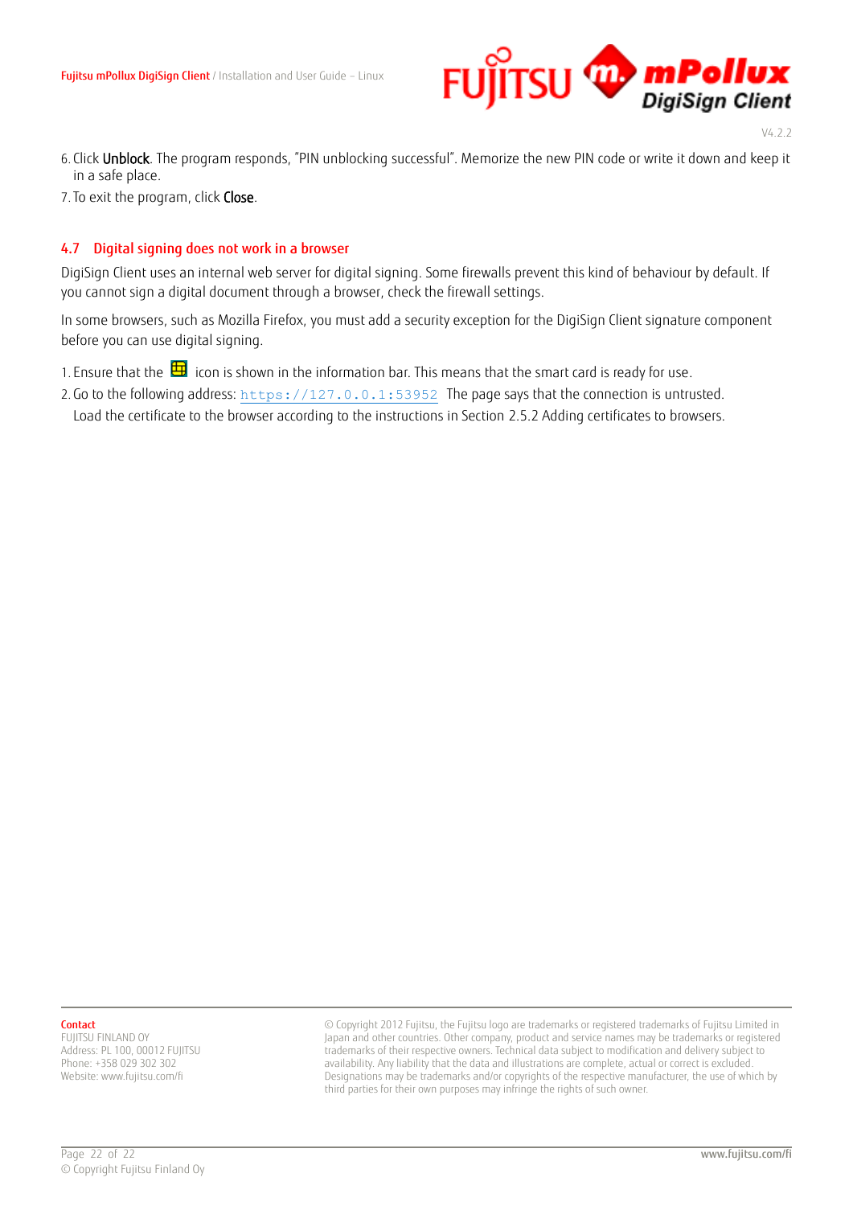6. Click **Unblock**. The program responds, "PIN unblocking successful". Memorize the new PIN code or write it down and keep it in a safe place.
7. To exit the program, click **Close**.

## 4.7 Digital signing does not work in a browser

DigiSign Client uses an internal web server for digital signing. Some firewalls prevent this kind of behaviour by default. If you cannot sign a digital document through a browser, check the firewall settings.

In some browsers, such as Mozilla Firefox, you must add a security exception for the DigiSign Client signature component before you can use digital signing.

1. Ensure that the icon is shown in the information bar. This means that the smart card is ready for use.
2. Go to the following address: https://127.0.0.1:53952 The page says that the connection is untrusted. Load the certificate to the browser according to the instructions in Section 2.5.2 Adding certificates to browsers.

**Contact**
FUJITSU FINLAND OY
Address: PL 100, 00012 FUJITSU
Phone: +358 029 302 302
Website: www.fujitsu.com/fi

© Copyright 2012 Fujitsu, the Fujitsu logo are trademarks or registered trademarks of Fujitsu Limited in Japan and other countries. Other company, product and service names may be trademarks or registered trademarks of their respective owners. Technical data subject to modification and delivery subject to availability. Any liability that the data and illustrations are complete, actual or correct is excluded. Designations may be trademarks and/or copyrights of the respective manufacturer, the use of which by third parties for their own purposes may infringe the rights of such owner.